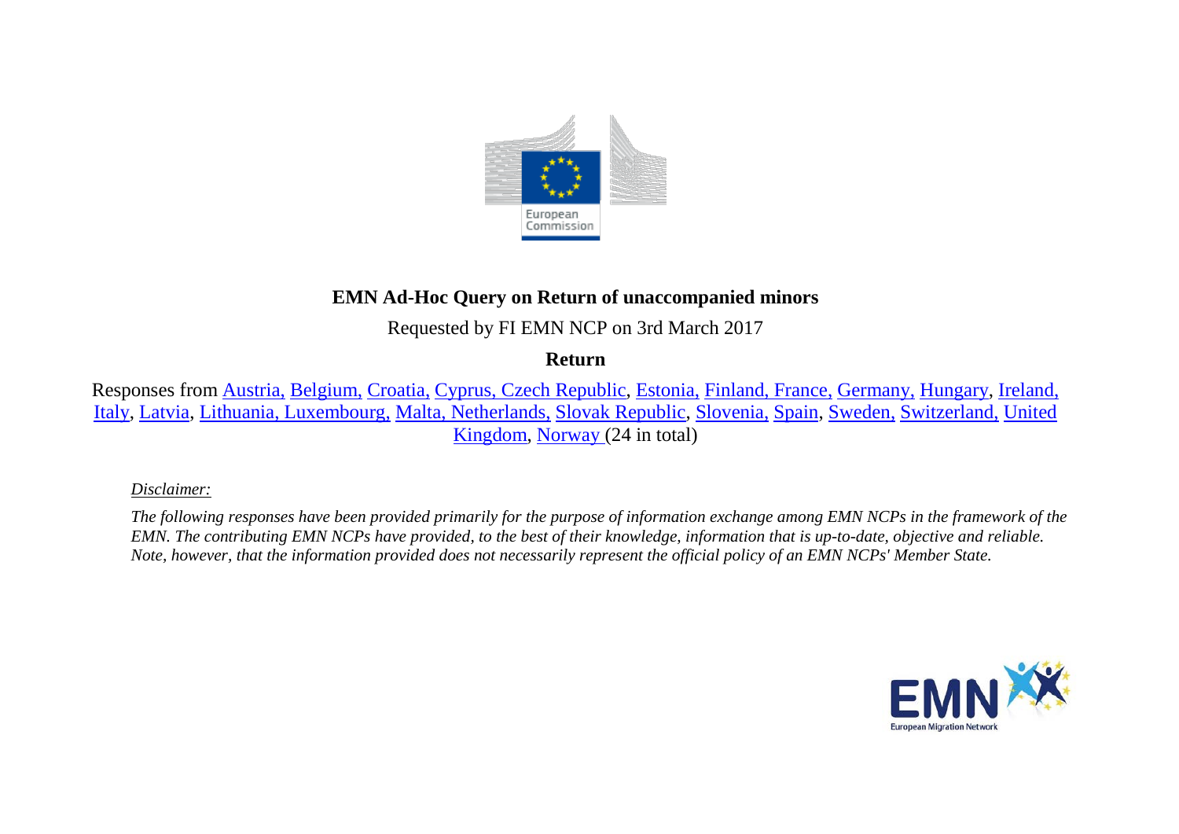**EMN Ad-Hoc Query on Return of unaccompanied minors**

Requested by FI EMN NCP on 3rd March 2017

**Return**

Responses from Austria, Belgium, Croatia, Cyprus, Czech Republic, Estonia, Finland, France, Germany, Hungary, Ireland, Italy, Latvia, Lithuania, Luxembourg, Malta, Netherlands, Slovak Republic, Slovenia, Spain, Sweden, Switzerland, United Kingdom, Norway (24 in total)

*Disclaimer:*

*The following responses have been provided primarily for the purpose of information exchange among EMN NCPs in the framework of the EMN. The contributing EMN NCPs have provided, to the best of their knowledge, information that is up-to-date, objective and reliable. Note, however, that the information provided does not necessarily represent the official policy of an EMN NCPs' Member State.*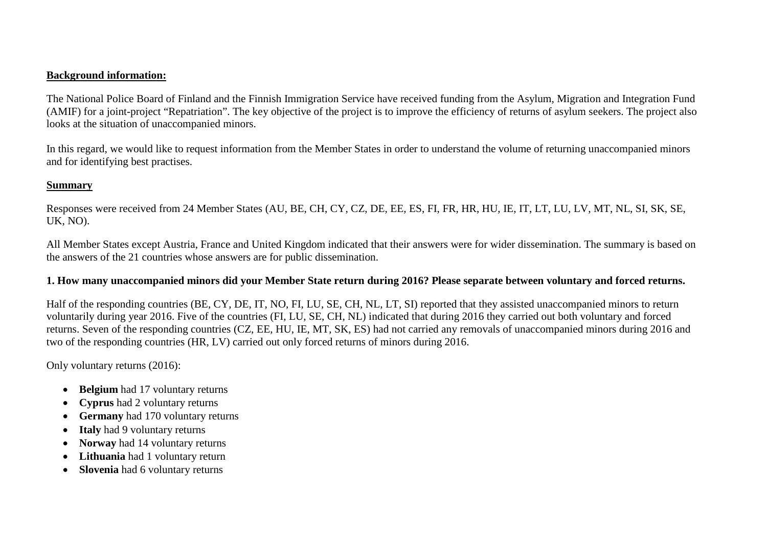**Background information:**

The National Police Board of Finland and the Finnish Immigration Service have received funding from the Asylum, Migration and Integration Fund (AMIF) for a joint-project "Repatriation". The key objective of the project is to improve the efficiency of returns of asylum seekers. The project also looks at the situation of unaccompanied minors.

In this regard, we would like to request information from the Member States in order to understand the volume of returning unaccompanied minors and for identifying best practises.

**Summary**

Responses were received from 24 Member States (AU, BE, CH, CY, CZ, DE, EE, ES, FI, FR, HR, HU, IE, IT, LT, LU, LV, MT, NL, SI, SK, SE, UK, NO).

All Member States except Austria, France and United Kingdom indicated that their answers were for wider dissemination. The summary is based on the answers of the 21 countries whose answers are for public dissemination.

**1. How many unaccompanied minors did your Member State return during 2016? Please separate between voluntary and forced returns.**

Half of the responding countries (BE, CY, DE, IT, NO, FI, LU, SE, CH, NL, LT, SI) reported that they assisted unaccompanied minors to return voluntarily during year 2016. Five of the countries (FI, LU, SE, CH, NL) indicated that during 2016 they carried out both voluntary and forced returns. Seven of the responding countries (CZ, EE, HU, IE, MT, SK, ES) had not carried any removals of unaccompanied minors during 2016 and two of the responding countries (HR, LV) carried out only forced returns of minors during 2016.

Only voluntary returns (2016):

- **Belgium** had 17 voluntary returns
- **Cyprus** had 2 voluntary returns
- **Germany** had 170 voluntary returns
- **Italy** had 9 voluntary returns
- **Norway** had 14 voluntary returns
- **Lithuania** had 1 voluntary return
- **Slovenia** had 6 voluntary returns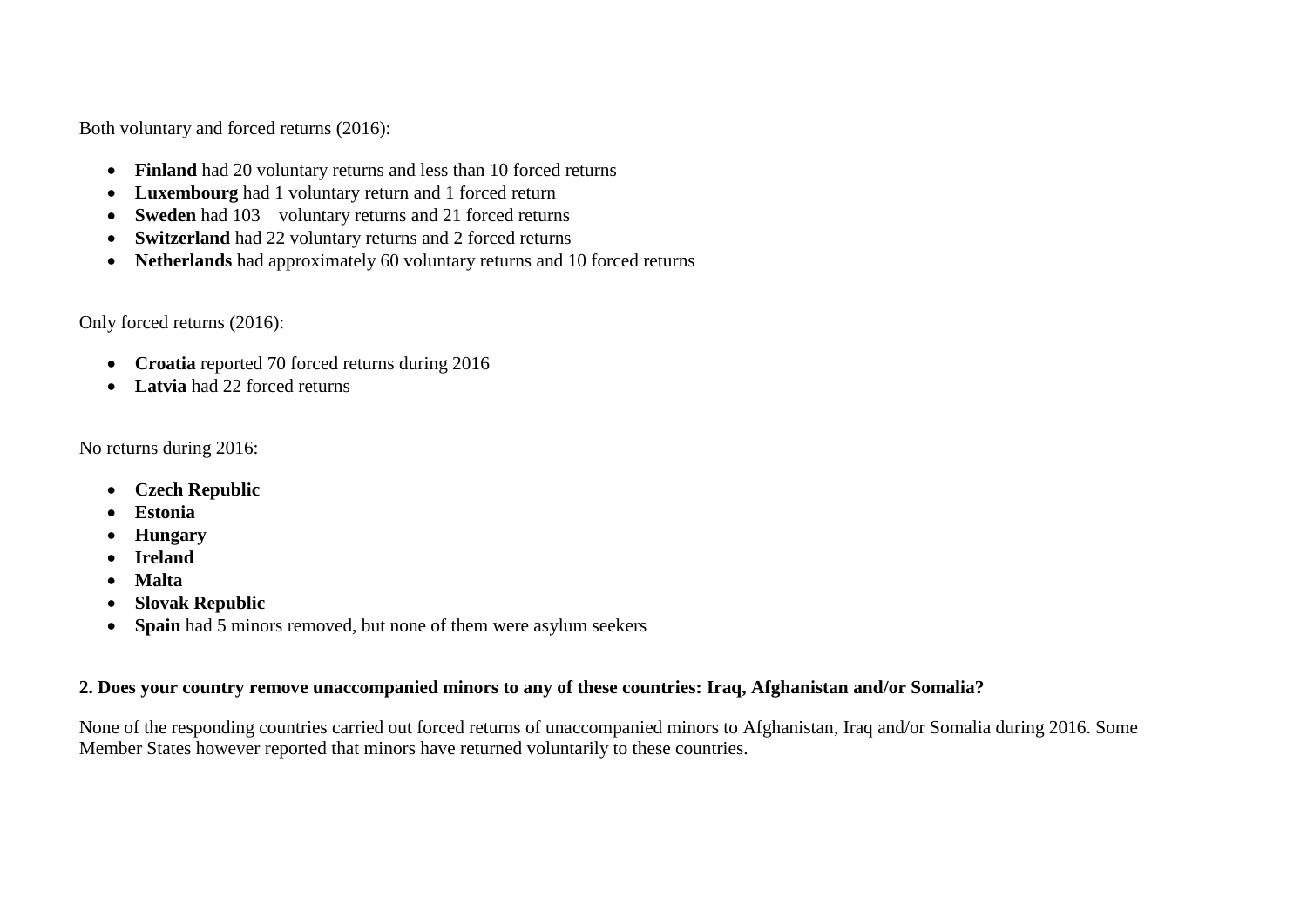Both voluntary and forced returns (2016):

- **Finland** had 20 voluntary returns and less than 10 forced returns
- **Luxembourg** had 1 voluntary return and 1 forced return
- **Sweden** had 103 voluntary returns and 21 forced returns
- **Switzerland** had 22 voluntary returns and 2 forced returns
- **Netherlands** had approximately 60 voluntary returns and 10 forced returns

Only forced returns (2016):

- **Croatia** reported 70 forced returns during 2016
- **Latvia** had 22 forced returns

No returns during 2016:

- **Czech Republic**
- **Estonia**
- **Hungary**
- **Ireland**
- **Malta**
- **Slovak Republic**
- **Spain** had 5 minors removed, but none of them were asylum seekers

**2. Does your country remove unaccompanied minors to any of these countries: Iraq, Afghanistan and/or Somalia?**

None of the responding countries carried out forced returns of unaccompanied minors to Afghanistan, Iraq and/or Somalia during 2016. Some Member States however reported that minors have returned voluntarily to these countries.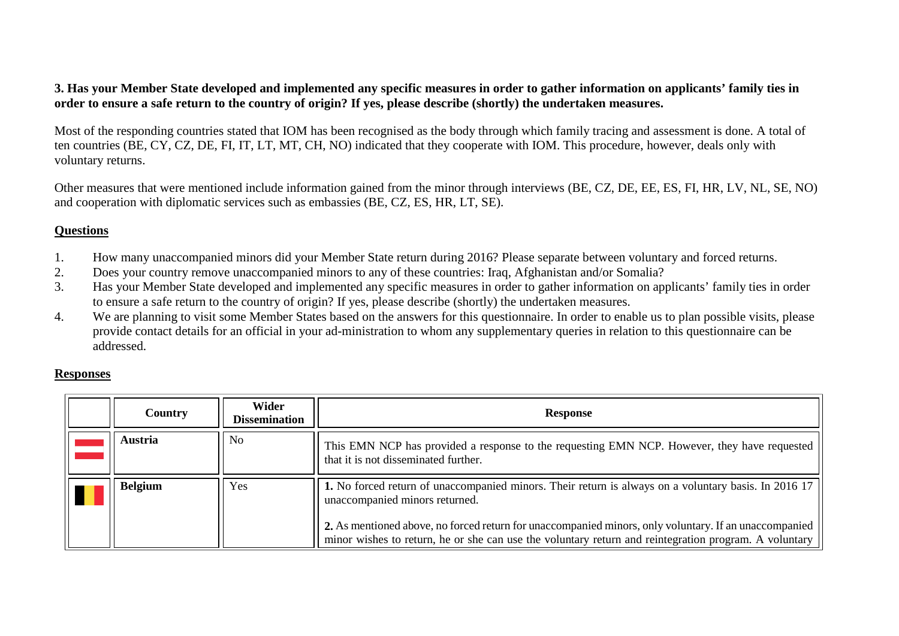**3. Has your Member State developed and implemented any specific measures in order to gather information on applicants' family ties in order to ensure a safe return to the country of origin? If yes, please describe (shortly) the undertaken measures.**

Most of the responding countries stated that IOM has been recognised as the body through which family tracing and assessment is done. A total of ten countries (BE, CY, CZ, DE, FI, IT, LT, MT, CH, NO) indicated that they cooperate with IOM. This procedure, however, deals only with voluntary returns.

Other measures that were mentioned include information gained from the minor through interviews (BE, CZ, DE, EE, ES, FI, HR, LV, NL, SE, NO) and cooperation with diplomatic services such as embassies (BE, CZ, ES, HR, LT, SE).

## Questions

1. How many unaccompanied minors did your Member State return during 2016? Please separate between voluntary and forced returns.
2. Does your country remove unaccompanied minors to any of these countries: Iraq, Afghanistan and/or Somalia?
3. Has your Member State developed and implemented any specific measures in order to gather information on applicants' family ties in order to ensure a safe return to the country of origin? If yes, please describe (shortly) the undertaken measures.
4. We are planning to visit some Member States based on the answers for this questionnaire. In order to enable us to plan possible visits, please provide contact details for an official in your ad-ministration to whom any supplementary queries in relation to this questionnaire can be addressed.

## Responses

| | Country | Wider Dissemination | Response |
|---|---|---|---|
| | **Austria** | No | This EMN NCP has provided a response to the requesting EMN NCP. However, they have requested that it is not disseminated further. |
| | **Belgium** | Yes | **1.** No forced return of unaccompanied minors. Their return is always on a voluntary basis. In 2016 17 unaccompanied minors returned.<br><br>**2.** As mentioned above, no forced return for unaccompanied minors, only voluntary. If an unaccompanied minor wishes to return, he or she can use the voluntary return and reintegration program. A voluntary |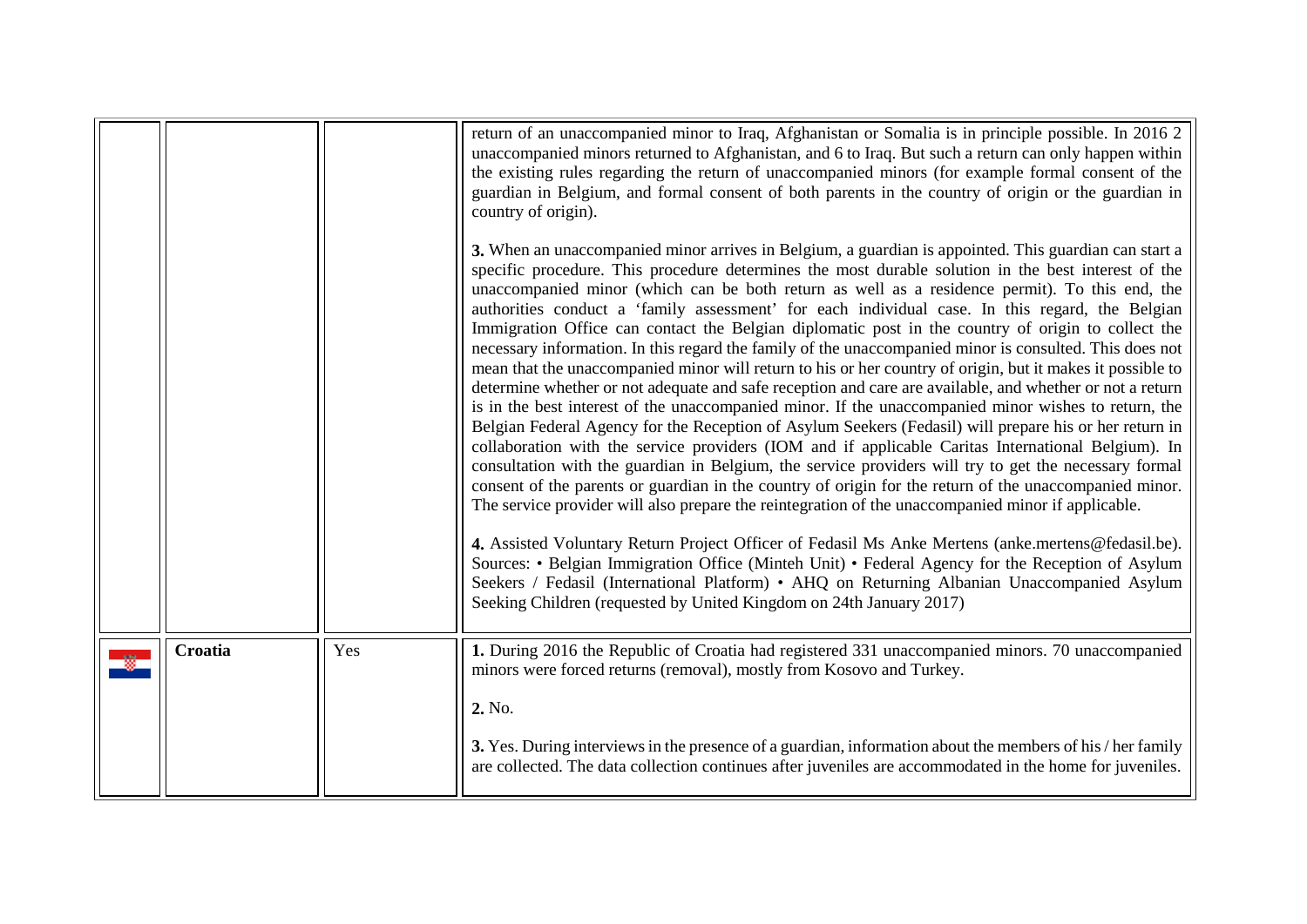|  |  |  |  |
|---|---|---|---|
|  |  |  | return of an unaccompanied minor to Iraq, Afghanistan or Somalia is in principle possible. In 2016 2 unaccompanied minors returned to Afghanistan, and 6 to Iraq. But such a return can only happen within the existing rules regarding the return of unaccompanied minors (for example formal consent of the guardian in Belgium, and formal consent of both parents in the country of origin or the guardian in country of origin).<br><br>**3.** When an unaccompanied minor arrives in Belgium, a guardian is appointed. This guardian can start a specific procedure. This procedure determines the most durable solution in the best interest of the unaccompanied minor (which can be both return as well as a residence permit). To this end, the authorities conduct a 'family assessment' for each individual case. In this regard, the Belgian Immigration Office can contact the Belgian diplomatic post in the country of origin to collect the necessary information. In this regard the family of the unaccompanied minor is consulted. This does not mean that the unaccompanied minor will return to his or her country of origin, but it makes it possible to determine whether or not adequate and safe reception and care are available, and whether or not a return is in the best interest of the unaccompanied minor. If the unaccompanied minor wishes to return, the Belgian Federal Agency for the Reception of Asylum Seekers (Fedasil) will prepare his or her return in collaboration with the service providers (IOM and if applicable Caritas International Belgium). In consultation with the guardian in Belgium, the service providers will try to get the necessary formal consent of the parents or guardian in the country of origin for the return of the unaccompanied minor. The service provider will also prepare the reintegration of the unaccompanied minor if applicable.<br><br>**4.** Assisted Voluntary Return Project Officer of Fedasil Ms Anke Mertens (anke.mertens@fedasil.be). Sources: • Belgian Immigration Office (Minteh Unit) • Federal Agency for the Reception of Asylum Seekers / Fedasil (International Platform) • AHQ on Returning Albanian Unaccompanied Asylum Seeking Children (requested by United Kingdom on 24th January 2017) |
|  | **Croatia** | Yes | **1.** During 2016 the Republic of Croatia had registered 331 unaccompanied minors. 70 unaccompanied minors were forced returns (removal), mostly from Kosovo and Turkey.<br><br>**2.** No.<br><br>**3.** Yes. During interviews in the presence of a guardian, information about the members of his / her family are collected. The data collection continues after juveniles are accommodated in the home for juveniles. |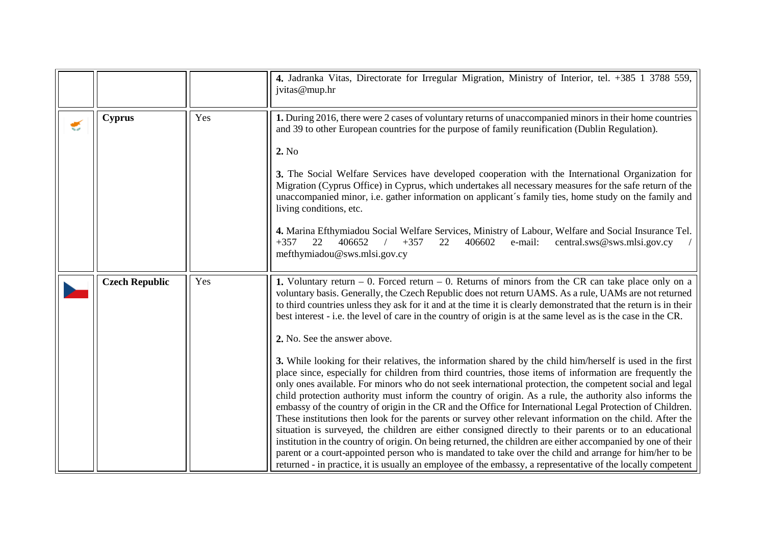| | | | |
|---|---|---|---|
| | | | **4.** Jadranka Vitas, Directorate for Irregular Migration, Ministry of Interior, tel. +385 1 3788 559, jvitas@mup.hr |
| | **Cyprus** | Yes | **1.** During 2016, there were 2 cases of voluntary returns of unaccompanied minors in their home countries and 39 to other European countries for the purpose of family reunification (Dublin Regulation).<br><br>**2.** No<br><br>**3.** The Social Welfare Services have developed cooperation with the International Organization for Migration (Cyprus Office) in Cyprus, which undertakes all necessary measures for the safe return of the unaccompanied minor, i.e. gather information on applicant´s family ties, home study on the family and living conditions, etc.<br><br>**4.** Marina Efthymiadou Social Welfare Services, Ministry of Labour, Welfare and Social Insurance Tel. +357 22 406652 / +357 22 406602 e-mail: central.sws@sws.mlsi.gov.cy / mefthymiadou@sws.mlsi.gov.cy |
| | **Czech Republic** | Yes | **1.** Voluntary return – 0. Forced return – 0. Returns of minors from the CR can take place only on a voluntary basis. Generally, the Czech Republic does not return UAMS. As a rule, UAMs are not returned to third countries unless they ask for it and at the time it is clearly demonstrated that the return is in their best interest - i.e. the level of care in the country of origin is at the same level as is the case in the CR.<br><br>**2.** No. See the answer above.<br><br>**3.** While looking for their relatives, the information shared by the child him/herself is used in the first place since, especially for children from third countries, those items of information are frequently the only ones available. For minors who do not seek international protection, the competent social and legal child protection authority must inform the country of origin. As a rule, the authority also informs the embassy of the country of origin in the CR and the Office for International Legal Protection of Children. These institutions then look for the parents or survey other relevant information on the child. After the situation is surveyed, the children are either consigned directly to their parents or to an educational institution in the country of origin. On being returned, the children are either accompanied by one of their parent or a court-appointed person who is mandated to take over the child and arrange for him/her to be returned - in practice, it is usually an employee of the embassy, a representative of the locally competent |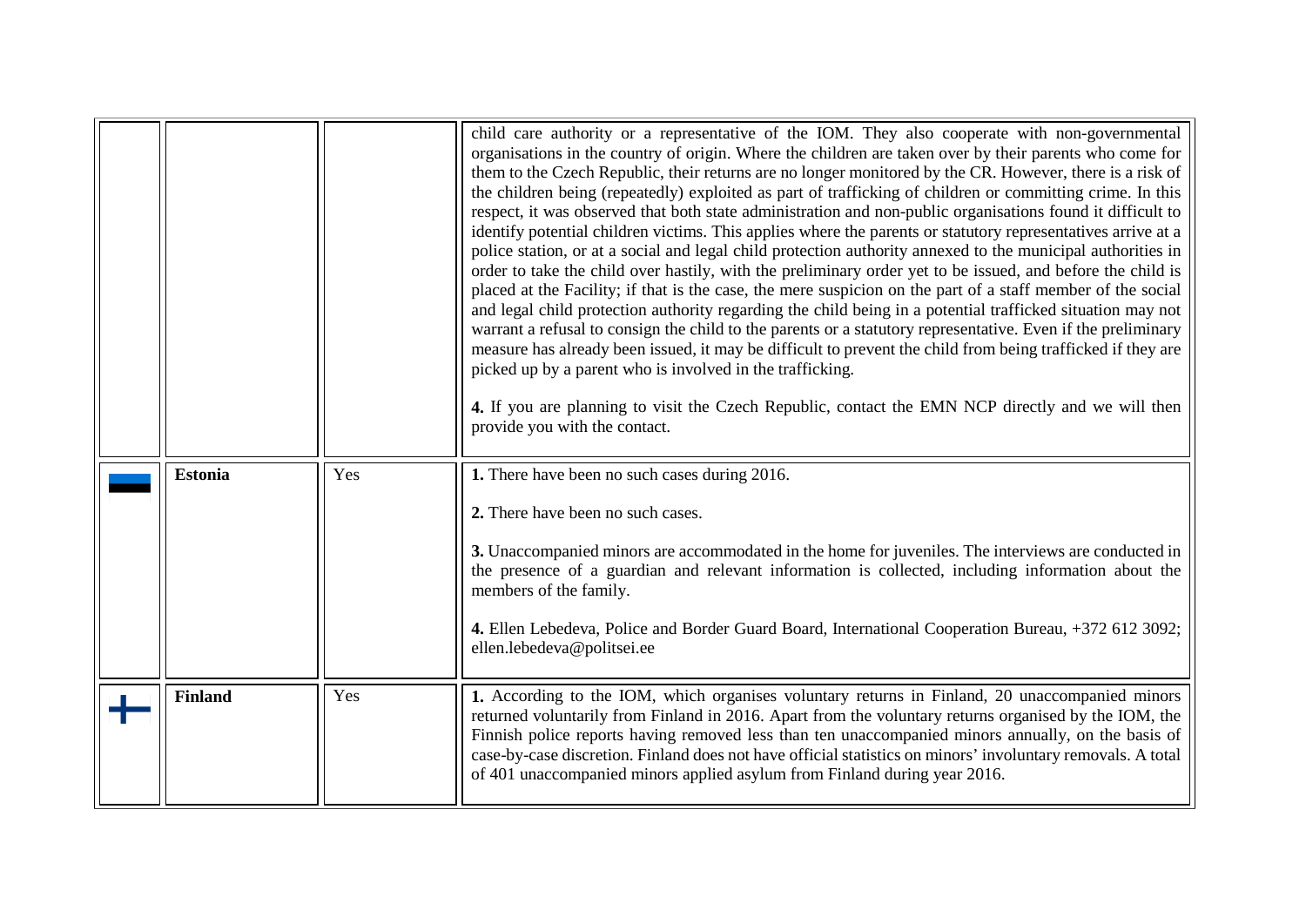| | | | |
|---|---|---|---|
| | | | child care authority or a representative of the IOM. They also cooperate with non-governmental organisations in the country of origin. Where the children are taken over by their parents who come for them to the Czech Republic, their returns are no longer monitored by the CR. However, there is a risk of the children being (repeatedly) exploited as part of trafficking of children or committing crime. In this respect, it was observed that both state administration and non-public organisations found it difficult to identify potential children victims. This applies where the parents or statutory representatives arrive at a police station, or at a social and legal child protection authority annexed to the municipal authorities in order to take the child over hastily, with the preliminary order yet to be issued, and before the child is placed at the Facility; if that is the case, the mere suspicion on the part of a staff member of the social and legal child protection authority regarding the child being in a potential trafficked situation may not warrant a refusal to consign the child to the parents or a statutory representative. Even if the preliminary measure has already been issued, it may be difficult to prevent the child from being trafficked if they are picked up by a parent who is involved in the trafficking.<br><br>**4.** If you are planning to visit the Czech Republic, contact the EMN NCP directly and we will then provide you with the contact. |
| | **Estonia** | Yes | **1.** There have been no such cases during 2016.<br><br>**2.** There have been no such cases.<br><br>**3.** Unaccompanied minors are accommodated in the home for juveniles. The interviews are conducted in the presence of a guardian and relevant information is collected, including information about the members of the family.<br><br>**4.** Ellen Lebedeva, Police and Border Guard Board, International Cooperation Bureau, +372 612 3092; ellen.lebedeva@politsei.ee |
| | **Finland** | Yes | **1.** According to the IOM, which organises voluntary returns in Finland, 20 unaccompanied minors returned voluntarily from Finland in 2016. Apart from the voluntary returns organised by the IOM, the Finnish police reports having removed less than ten unaccompanied minors annually, on the basis of case-by-case discretion. Finland does not have official statistics on minors' involuntary removals. A total of 401 unaccompanied minors applied asylum from Finland during year 2016. |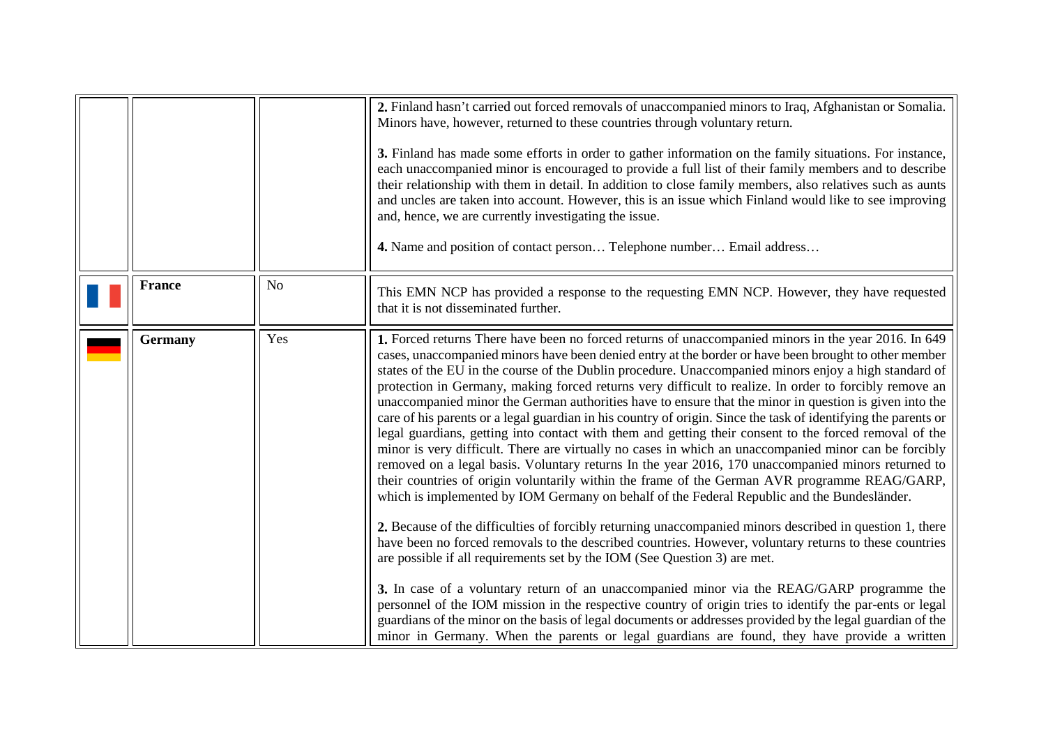| | | | |
|---|---|---|---|
| | | | **2.** Finland hasn't carried out forced removals of unaccompanied minors to Iraq, Afghanistan or Somalia. Minors have, however, returned to these countries through voluntary return.<br><br>**3.** Finland has made some efforts in order to gather information on the family situations. For instance, each unaccompanied minor is encouraged to provide a full list of their family members and to describe their relationship with them in detail. In addition to close family members, also relatives such as aunts and uncles are taken into account. However, this is an issue which Finland would like to see improving and, hence, we are currently investigating the issue.<br><br>**4.** Name and position of contact person… Telephone number… Email address… |
| | **France** | No | This EMN NCP has provided a response to the requesting EMN NCP. However, they have requested that it is not disseminated further. |
| | **Germany** | Yes | **1.** Forced returns There have been no forced returns of unaccompanied minors in the year 2016. In 649 cases, unaccompanied minors have been denied entry at the border or have been brought to other member states of the EU in the course of the Dublin procedure. Unaccompanied minors enjoy a high standard of protection in Germany, making forced returns very difficult to realize. In order to forcibly remove an unaccompanied minor the German authorities have to ensure that the minor in question is given into the care of his parents or a legal guardian in his country of origin. Since the task of identifying the parents or legal guardians, getting into contact with them and getting their consent to the forced removal of the minor is very difficult. There are virtually no cases in which an unaccompanied minor can be forcibly removed on a legal basis. Voluntary returns In the year 2016, 170 unaccompanied minors returned to their countries of origin voluntarily within the frame of the German AVR programme REAG/GARP, which is implemented by IOM Germany on behalf of the Federal Republic and the Bundesländer.<br><br>**2.** Because of the difficulties of forcibly returning unaccompanied minors described in question 1, there have been no forced removals to the described countries. However, voluntary returns to these countries are possible if all requirements set by the IOM (See Question 3) are met.<br><br>**3.** In case of a voluntary return of an unaccompanied minor via the REAG/GARP programme the personnel of the IOM mission in the respective country of origin tries to identify the par-ents or legal guardians of the minor on the basis of legal documents or addresses provided by the legal guardian of the minor in Germany. When the parents or legal guardians are found, they have provide a written |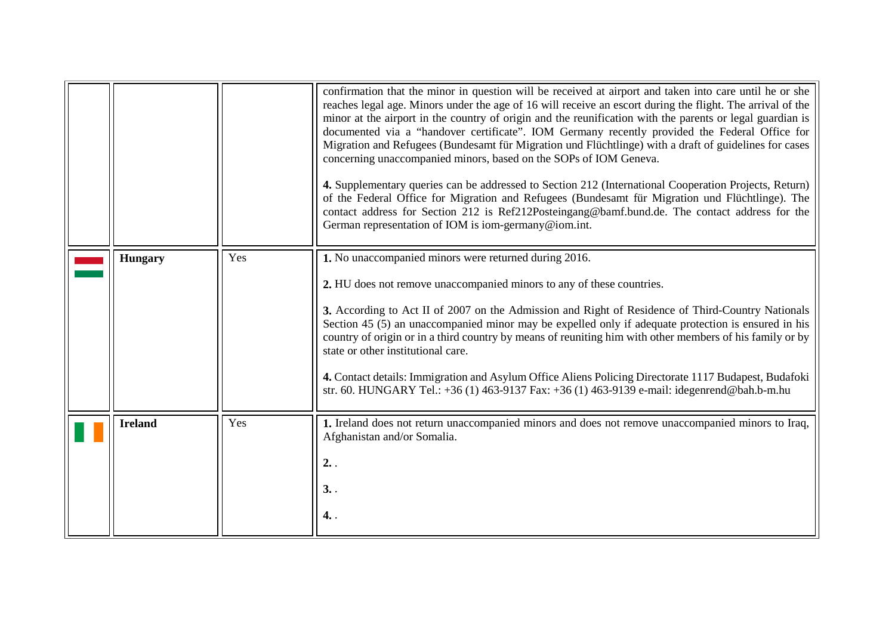| | | | |
|---|---|---|---|
| | | | confirmation that the minor in question will be received at airport and taken into care until he or she reaches legal age. Minors under the age of 16 will receive an escort during the flight. The arrival of the minor at the airport in the country of origin and the reunification with the parents or legal guardian is documented via a “handover certificate”. IOM Germany recently provided the Federal Office for Migration and Refugees (Bundesamt für Migration und Flüchtlinge) with a draft of guidelines for cases concerning unaccompanied minors, based on the SOPs of IOM Geneva.<br><br>**4.** Supplementary queries can be addressed to Section 212 (International Cooperation Projects, Return) of the Federal Office for Migration and Refugees (Bundesamt für Migration und Flüchtlinge). The contact address for Section 212 is Ref212Posteingang@bamf.bund.de. The contact address for the German representation of IOM is iom-germany@iom.int. |
| | **Hungary** | Yes | **1.** No unaccompanied minors were returned during 2016.<br><br>**2.** HU does not remove unaccompanied minors to any of these countries.<br><br>**3.** According to Act II of 2007 on the Admission and Right of Residence of Third-Country Nationals Section 45 (5) an unaccompanied minor may be expelled only if adequate protection is ensured in his country of origin or in a third country by means of reuniting him with other members of his family or by state or other institutional care.<br><br>**4.** Contact details: Immigration and Asylum Office Aliens Policing Directorate 1117 Budapest, Budafoki str. 60. HUNGARY Tel.: +36 (1) 463-9137 Fax: +36 (1) 463-9139 e-mail: idegenrend@bah.b-m.hu |
| | **Ireland** | Yes | **1.** Ireland does not return unaccompanied minors and does not remove unaccompanied minors to Iraq, Afghanistan and/or Somalia.<br><br>**2.** .<br><br>**3.** .<br><br>**4.** . |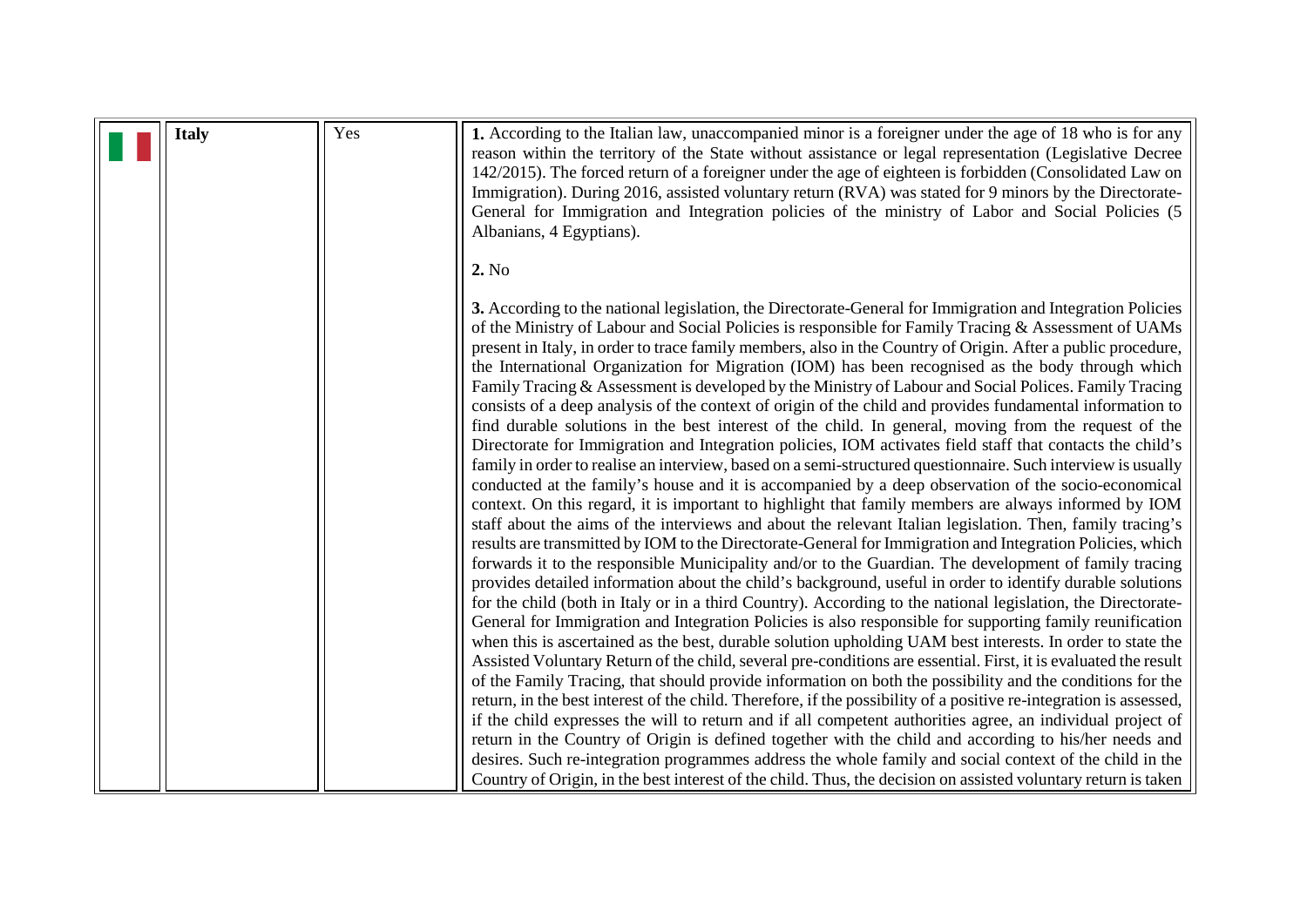|  | **Italy** | Yes | **1.** According to the Italian law, unaccompanied minor is a foreigner under the age of 18 who is for any reason within the territory of the State without assistance or legal representation (Legislative Decree 142/2015). The forced return of a foreigner under the age of eighteen is forbidden (Consolidated Law on Immigration). During 2016, assisted voluntary return (RVA) was stated for 9 minors by the Directorate-General for Immigration and Integration policies of the ministry of Labor and Social Policies (5 Albanians, 4 Egyptians).<br><br>**2.** No<br><br>**3.** According to the national legislation, the Directorate-General for Immigration and Integration Policies of the Ministry of Labour and Social Policies is responsible for Family Tracing & Assessment of UAMs present in Italy, in order to trace family members, also in the Country of Origin. After a public procedure, the International Organization for Migration (IOM) has been recognised as the body through which Family Tracing & Assessment is developed by the Ministry of Labour and Social Polices. Family Tracing consists of a deep analysis of the context of origin of the child and provides fundamental information to find durable solutions in the best interest of the child. In general, moving from the request of the Directorate for Immigration and Integration policies, IOM activates field staff that contacts the child's family in order to realise an interview, based on a semi-structured questionnaire. Such interview is usually conducted at the family's house and it is accompanied by a deep observation of the socio-economical context. On this regard, it is important to highlight that family members are always informed by IOM staff about the aims of the interviews and about the relevant Italian legislation. Then, family tracing's results are transmitted by IOM to the Directorate-General for Immigration and Integration Policies, which forwards it to the responsible Municipality and/or to the Guardian. The development of family tracing provides detailed information about the child's background, useful in order to identify durable solutions for the child (both in Italy or in a third Country). According to the national legislation, the Directorate-General for Immigration and Integration Policies is also responsible for supporting family reunification when this is ascertained as the best, durable solution upholding UAM best interests. In order to state the Assisted Voluntary Return of the child, several pre-conditions are essential. First, it is evaluated the result of the Family Tracing, that should provide information on both the possibility and the conditions for the return, in the best interest of the child. Therefore, if the possibility of a positive re-integration is assessed, if the child expresses the will to return and if all competent authorities agree, an individual project of return in the Country of Origin is defined together with the child and according to his/her needs and desires. Such re-integration programmes address the whole family and social context of the child in the Country of Origin, in the best interest of the child. Thus, the decision on assisted voluntary return is taken |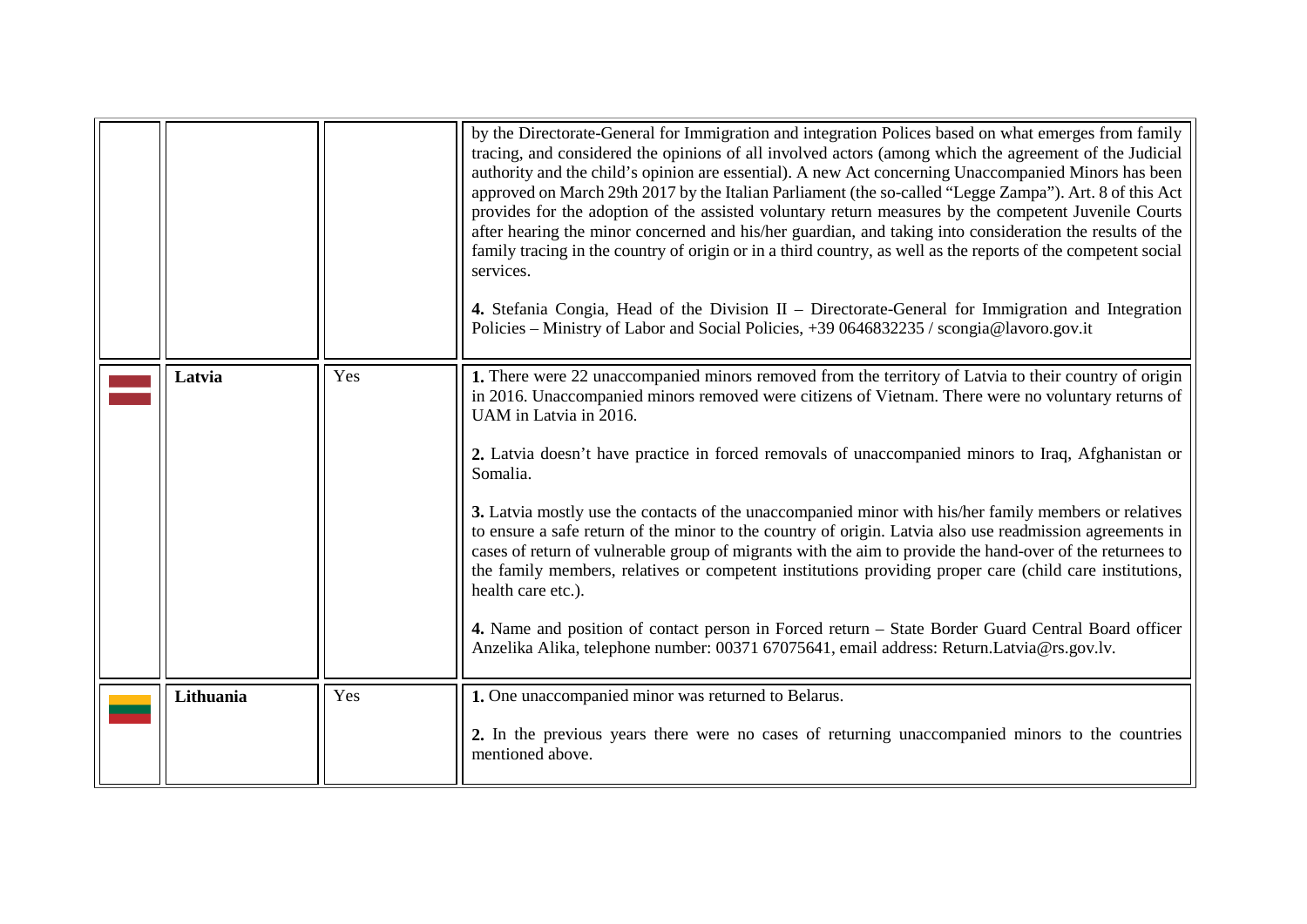| | | | |
|---|---|---|---|
| | | | by the Directorate-General for Immigration and integration Polices based on what emerges from family tracing, and considered the opinions of all involved actors (among which the agreement of the Judicial authority and the child's opinion are essential). A new Act concerning Unaccompanied Minors has been approved on March 29th 2017 by the Italian Parliament (the so-called "Legge Zampa"). Art. 8 of this Act provides for the adoption of the assisted voluntary return measures by the competent Juvenile Courts after hearing the minor concerned and his/her guardian, and taking into consideration the results of the family tracing in the country of origin or in a third country, as well as the reports of the competent social services.<br><br>**4.** Stefania Congia, Head of the Division II – Directorate-General for Immigration and Integration Policies – Ministry of Labor and Social Policies, +39 0646832235 / scongia@lavoro.gov.it |
| | **Latvia** | Yes | **1.** There were 22 unaccompanied minors removed from the territory of Latvia to their country of origin in 2016. Unaccompanied minors removed were citizens of Vietnam. There were no voluntary returns of UAM in Latvia in 2016.<br><br>**2.** Latvia doesn't have practice in forced removals of unaccompanied minors to Iraq, Afghanistan or Somalia.<br><br>**3.** Latvia mostly use the contacts of the unaccompanied minor with his/her family members or relatives to ensure a safe return of the minor to the country of origin. Latvia also use readmission agreements in cases of return of vulnerable group of migrants with the aim to provide the hand-over of the returnees to the family members, relatives or competent institutions providing proper care (child care institutions, health care etc.).<br><br>**4.** Name and position of contact person in Forced return – State Border Guard Central Board officer Anzelika Alika, telephone number: 00371 67075641, email address: Return.Latvia@rs.gov.lv. |
| | **Lithuania** | Yes | **1.** One unaccompanied minor was returned to Belarus.<br><br>**2.** In the previous years there were no cases of returning unaccompanied minors to the countries mentioned above. |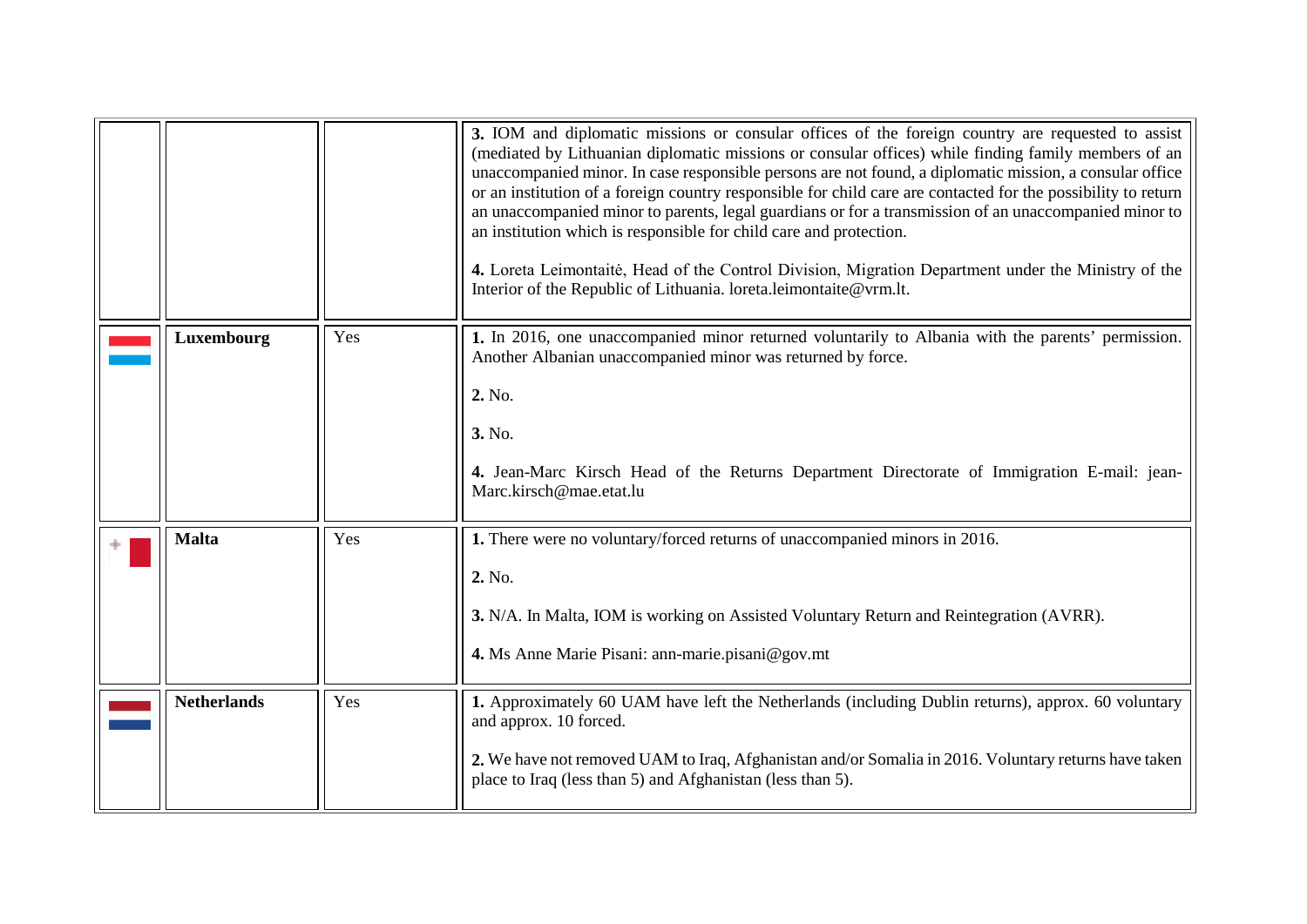| | | | |
|---|---|---|---|
| | | | **3.** IOM and diplomatic missions or consular offices of the foreign country are requested to assist (mediated by Lithuanian diplomatic missions or consular offices) while finding family members of an unaccompanied minor. In case responsible persons are not found, a diplomatic mission, a consular office or an institution of a foreign country responsible for child care are contacted for the possibility to return an unaccompanied minor to parents, legal guardians or for a transmission of an unaccompanied minor to an institution which is responsible for child care and protection.<br><br>**4.** Loreta Leimontaitė, Head of the Control Division, Migration Department under the Ministry of the Interior of the Republic of Lithuania. loreta.leimontaite@vrm.lt. |
| | **Luxembourg** | Yes | **1.** In 2016, one unaccompanied minor returned voluntarily to Albania with the parents' permission. Another Albanian unaccompanied minor was returned by force.<br><br>**2.** No.<br><br>**3.** No.<br><br>**4.** Jean-Marc Kirsch Head of the Returns Department Directorate of Immigration E-mail: jean-Marc.kirsch@mae.etat.lu |
| | **Malta** | Yes | **1.** There were no voluntary/forced returns of unaccompanied minors in 2016.<br><br>**2.** No.<br><br>**3.** N/A. In Malta, IOM is working on Assisted Voluntary Return and Reintegration (AVRR).<br><br>**4.** Ms Anne Marie Pisani: ann-marie.pisani@gov.mt |
| | **Netherlands** | Yes | **1.** Approximately 60 UAM have left the Netherlands (including Dublin returns), approx. 60 voluntary and approx. 10 forced.<br><br>**2.** We have not removed UAM to Iraq, Afghanistan and/or Somalia in 2016. Voluntary returns have taken place to Iraq (less than 5) and Afghanistan (less than 5). |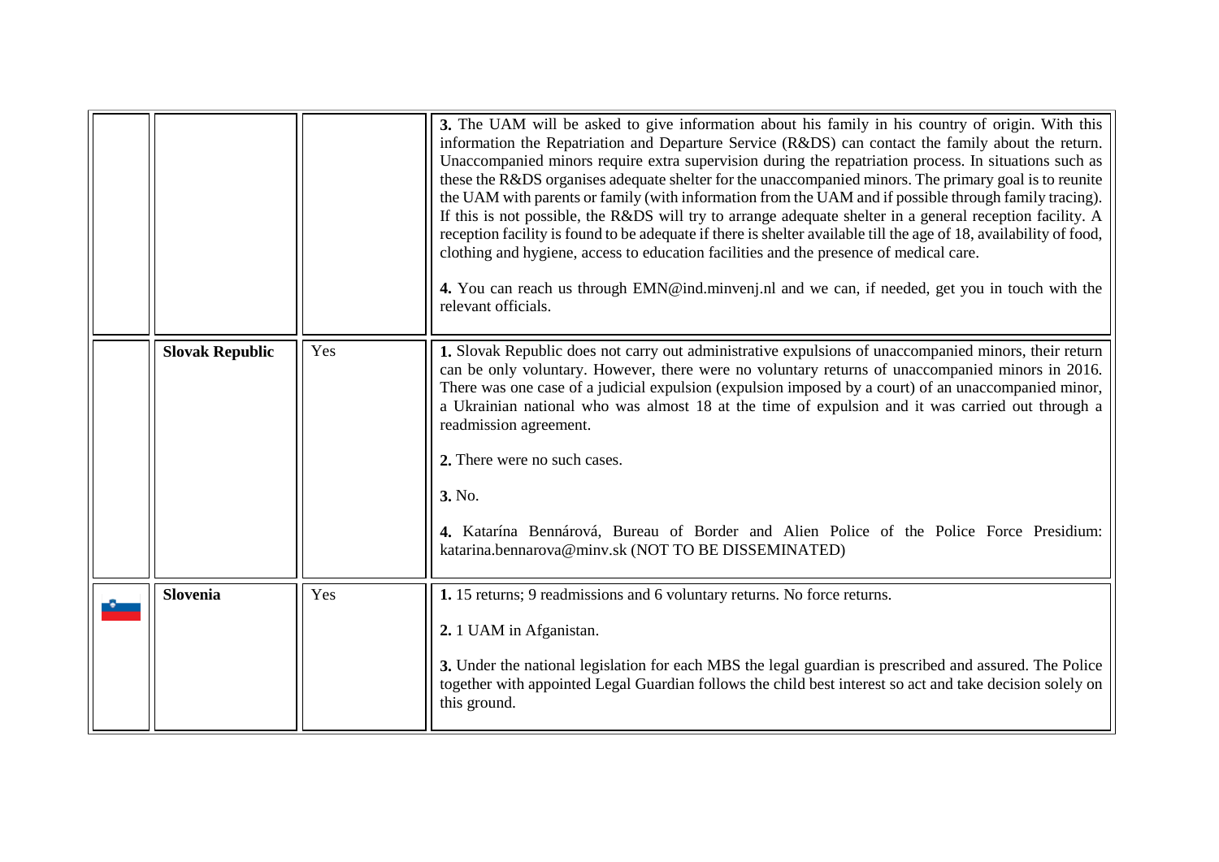| | | | |
|---|---|---|---|
| | | | **3.** The UAM will be asked to give information about his family in his country of origin. With this information the Repatriation and Departure Service (R&DS) can contact the family about the return. Unaccompanied minors require extra supervision during the repatriation process. In situations such as these the R&DS organises adequate shelter for the unaccompanied minors. The primary goal is to reunite the UAM with parents or family (with information from the UAM and if possible through family tracing). If this is not possible, the R&DS will try to arrange adequate shelter in a general reception facility. A reception facility is found to be adequate if there is shelter available till the age of 18, availability of food, clothing and hygiene, access to education facilities and the presence of medical care.<br><br>**4.** You can reach us through EMN@ind.minvenj.nl and we can, if needed, get you in touch with the relevant officials. |
| | **Slovak Republic** | Yes | **1.** Slovak Republic does not carry out administrative expulsions of unaccompanied minors, their return can be only voluntary. However, there were no voluntary returns of unaccompanied minors in 2016. There was one case of a judicial expulsion (expulsion imposed by a court) of an unaccompanied minor, a Ukrainian national who was almost 18 at the time of expulsion and it was carried out through a readmission agreement.<br><br>**2.** There were no such cases.<br><br>**3.** No.<br><br>**4.** Katarína Bennárová, Bureau of Border and Alien Police of the Police Force Presidium: katarina.bennarova@minv.sk (NOT TO BE DISSEMINATED) |
| | **Slovenia** | Yes | **1.** 15 returns; 9 readmissions and 6 voluntary returns. No force returns.<br><br>**2.** 1 UAM in Afganistan.<br><br>**3.** Under the national legislation for each MBS the legal guardian is prescribed and assured. The Police together with appointed Legal Guardian follows the child best interest so act and take decision solely on this ground. |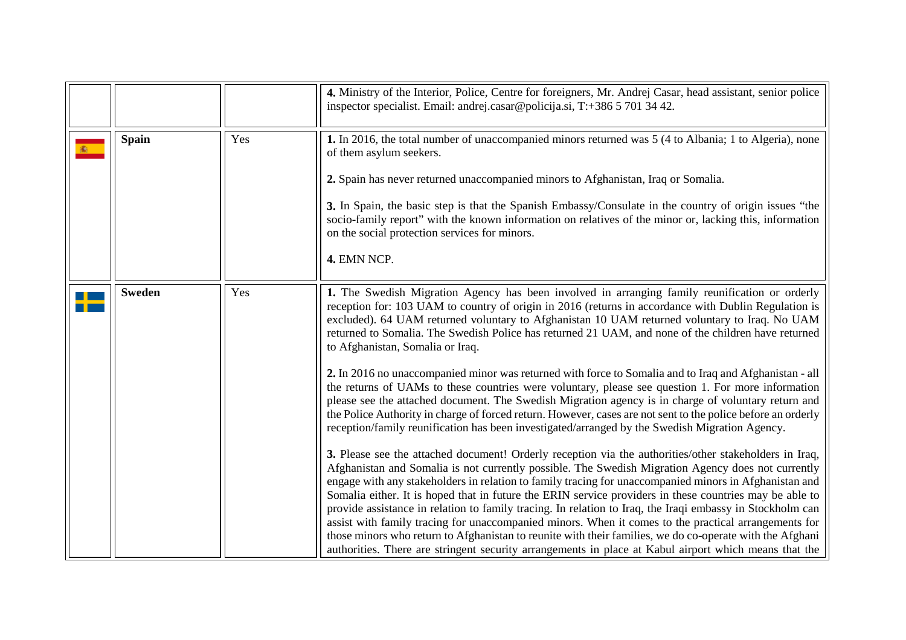| | | | |
|---|---|---|---|
| | | | **4.** Ministry of the Interior, Police, Centre for foreigners, Mr. Andrej Casar, head assistant, senior police inspector specialist. Email: andrej.casar@policija.si, T:+386 5 701 34 42. |
| | **Spain** | Yes | **1.** In 2016, the total number of unaccompanied minors returned was 5 (4 to Albania; 1 to Algeria), none of them asylum seekers.<br><br>**2.** Spain has never returned unaccompanied minors to Afghanistan, Iraq or Somalia.<br><br>**3.** In Spain, the basic step is that the Spanish Embassy/Consulate in the country of origin issues "the socio-family report" with the known information on relatives of the minor or, lacking this, information on the social protection services for minors.<br><br>**4.** EMN NCP. |
| | **Sweden** | Yes | **1.** The Swedish Migration Agency has been involved in arranging family reunification or orderly reception for: 103 UAM to country of origin in 2016 (returns in accordance with Dublin Regulation is excluded). 64 UAM returned voluntary to Afghanistan 10 UAM returned voluntary to Iraq. No UAM returned to Somalia. The Swedish Police has returned 21 UAM, and none of the children have returned to Afghanistan, Somalia or Iraq.<br><br>**2.** In 2016 no unaccompanied minor was returned with force to Somalia and to Iraq and Afghanistan - all the returns of UAMs to these countries were voluntary, please see question 1. For more information please see the attached document. The Swedish Migration agency is in charge of voluntary return and the Police Authority in charge of forced return. However, cases are not sent to the police before an orderly reception/family reunification has been investigated/arranged by the Swedish Migration Agency.<br><br>**3.** Please see the attached document! Orderly reception via the authorities/other stakeholders in Iraq, Afghanistan and Somalia is not currently possible. The Swedish Migration Agency does not currently engage with any stakeholders in relation to family tracing for unaccompanied minors in Afghanistan and Somalia either. It is hoped that in future the ERIN service providers in these countries may be able to provide assistance in relation to family tracing. In relation to Iraq, the Iraqi embassy in Stockholm can assist with family tracing for unaccompanied minors. When it comes to the practical arrangements for those minors who return to Afghanistan to reunite with their families, we do co-operate with the Afghani authorities. There are stringent security arrangements in place at Kabul airport which means that the |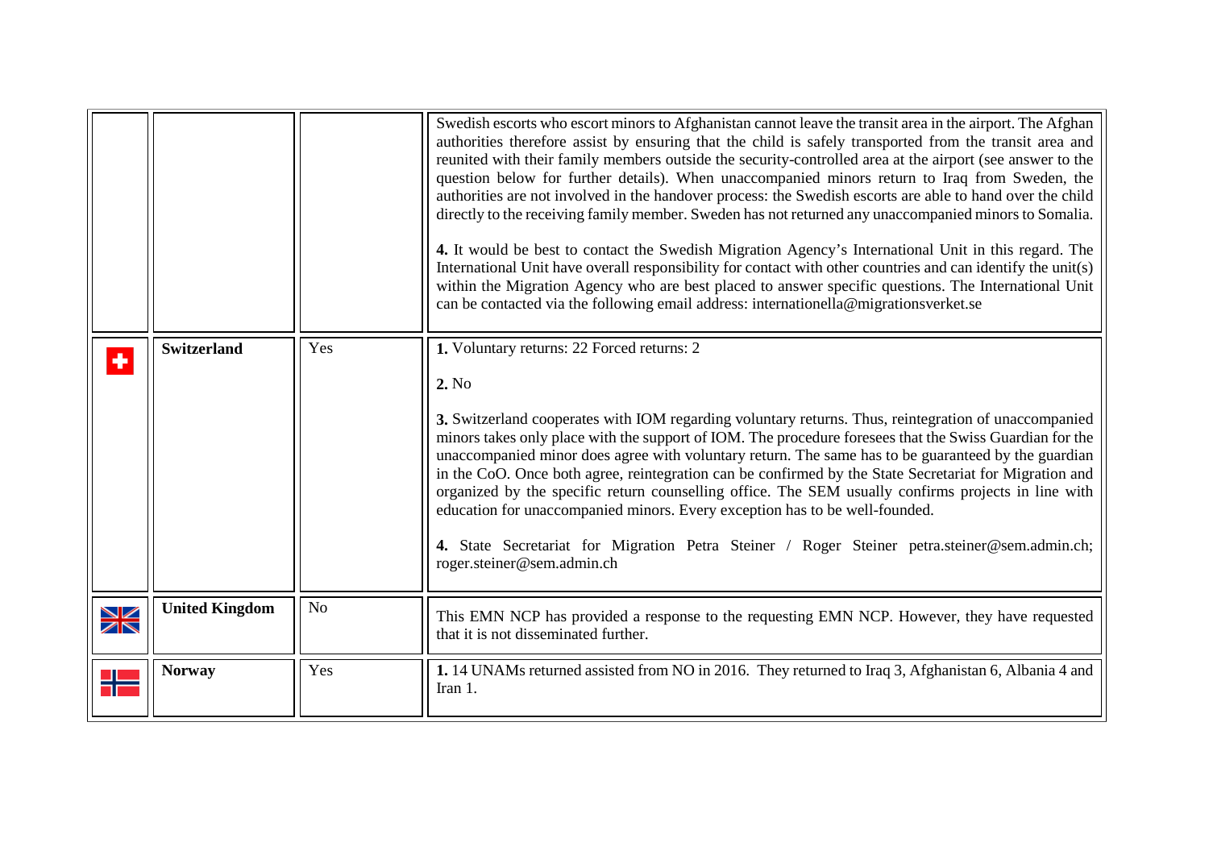| | | | |
|---|---|---|---|
| | | | Swedish escorts who escort minors to Afghanistan cannot leave the transit area in the airport. The Afghan authorities therefore assist by ensuring that the child is safely transported from the transit area and reunited with their family members outside the security-controlled area at the airport (see answer to the question below for further details). When unaccompanied minors return to Iraq from Sweden, the authorities are not involved in the handover process: the Swedish escorts are able to hand over the child directly to the receiving family member. Sweden has not returned any unaccompanied minors to Somalia.<br><br>**4.** It would be best to contact the Swedish Migration Agency's International Unit in this regard. The International Unit have overall responsibility for contact with other countries and can identify the unit(s) within the Migration Agency who are best placed to answer specific questions. The International Unit can be contacted via the following email address: internationella@migrationsverket.se |
| | **Switzerland** | Yes | **1.** Voluntary returns: 22 Forced returns: 2<br><br>**2.** No<br><br>**3.** Switzerland cooperates with IOM regarding voluntary returns. Thus, reintegration of unaccompanied minors takes only place with the support of IOM. The procedure foresees that the Swiss Guardian for the unaccompanied minor does agree with voluntary return. The same has to be guaranteed by the guardian in the CoO. Once both agree, reintegration can be confirmed by the State Secretariat for Migration and organized by the specific return counselling office. The SEM usually confirms projects in line with education for unaccompanied minors. Every exception has to be well-founded.<br><br>**4.** State Secretariat for Migration Petra Steiner / Roger Steiner petra.steiner@sem.admin.ch; roger.steiner@sem.admin.ch |
| | **United Kingdom** | No | This EMN NCP has provided a response to the requesting EMN NCP. However, they have requested that it is not disseminated further. |
| | **Norway** | Yes | **1.** 14 UNAMs returned assisted from NO in 2016. They returned to Iraq 3, Afghanistan 6, Albania 4 and Iran 1. |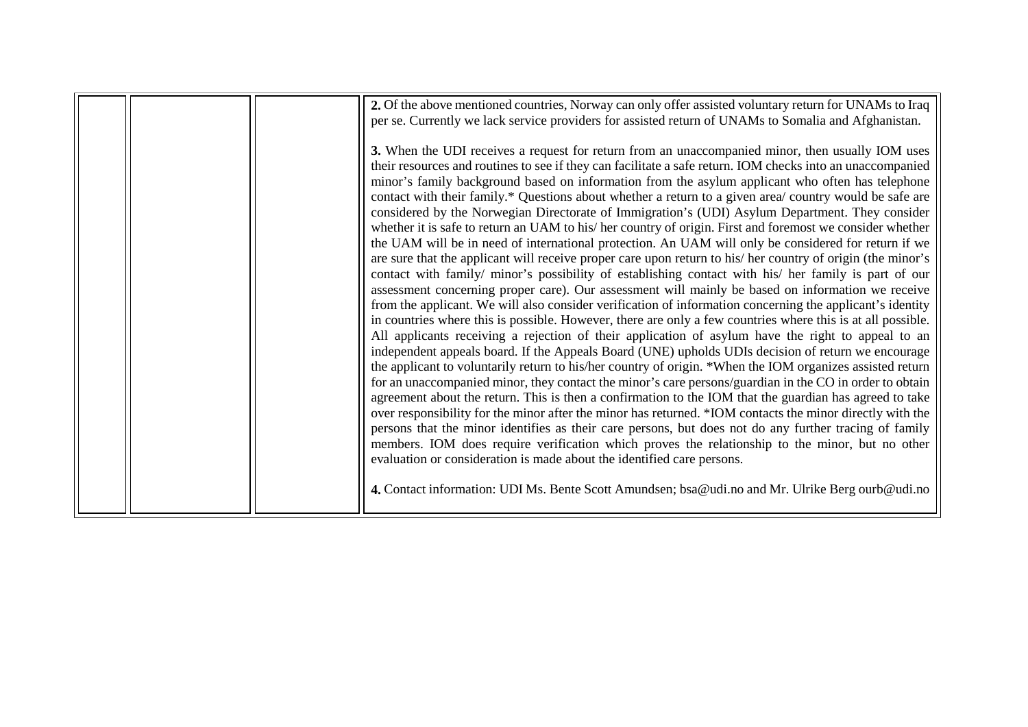| | | | |
|---|---|---|---|
| | | | **2.** Of the above mentioned countries, Norway can only offer assisted voluntary return for UNAMs to Iraq per se. Currently we lack service providers for assisted return of UNAMs to Somalia and Afghanistan.<br><br>**3.** When the UDI receives a request for return from an unaccompanied minor, then usually IOM uses their resources and routines to see if they can facilitate a safe return. IOM checks into an unaccompanied minor's family background based on information from the asylum applicant who often has telephone contact with their family.* Questions about whether a return to a given area/ country would be safe are considered by the Norwegian Directorate of Immigration's (UDI) Asylum Department. They consider whether it is safe to return an UAM to his/ her country of origin. First and foremost we consider whether the UAM will be in need of international protection. An UAM will only be considered for return if we are sure that the applicant will receive proper care upon return to his/ her country of origin (the minor's contact with family/ minor's possibility of establishing contact with his/ her family is part of our assessment concerning proper care). Our assessment will mainly be based on information we receive from the applicant. We will also consider verification of information concerning the applicant's identity in countries where this is possible. However, there are only a few countries where this is at all possible. All applicants receiving a rejection of their application of asylum have the right to appeal to an independent appeals board. If the Appeals Board (UNE) upholds UDIs decision of return we encourage the applicant to voluntarily return to his/her country of origin. *When the IOM organizes assisted return for an unaccompanied minor, they contact the minor's care persons/guardian in the CO in order to obtain agreement about the return. This is then a confirmation to the IOM that the guardian has agreed to take over responsibility for the minor after the minor has returned. *IOM contacts the minor directly with the persons that the minor identifies as their care persons, but does not do any further tracing of family members. IOM does require verification which proves the relationship to the minor, but no other evaluation or consideration is made about the identified care persons.<br><br>**4.** Contact information: UDI Ms. Bente Scott Amundsen; bsa@udi.no and Mr. Ulrike Berg ourb@udi.no |